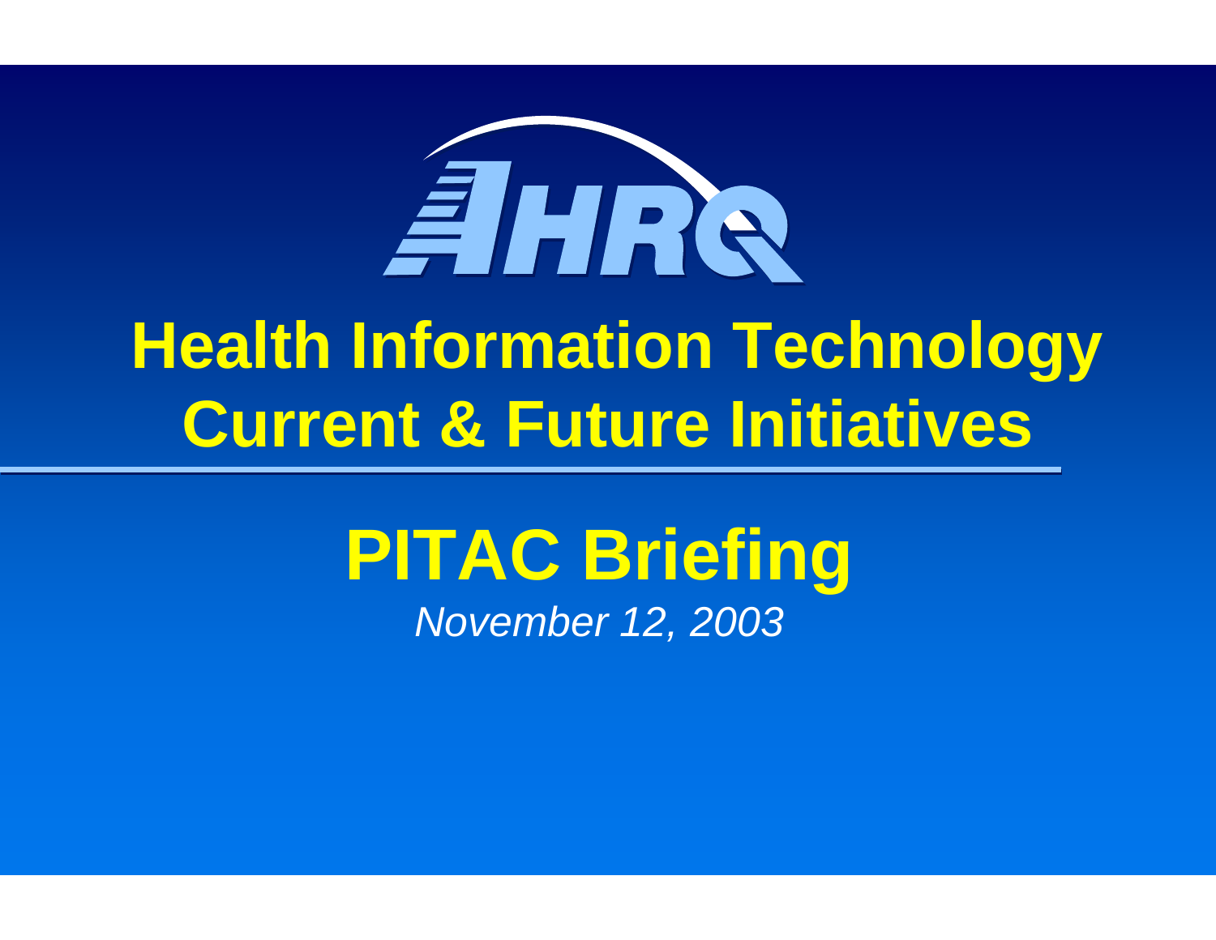AHRQ

# Health Information Technology Current & Future Initiatives

## PITAC Briefing

*November 12, 2003*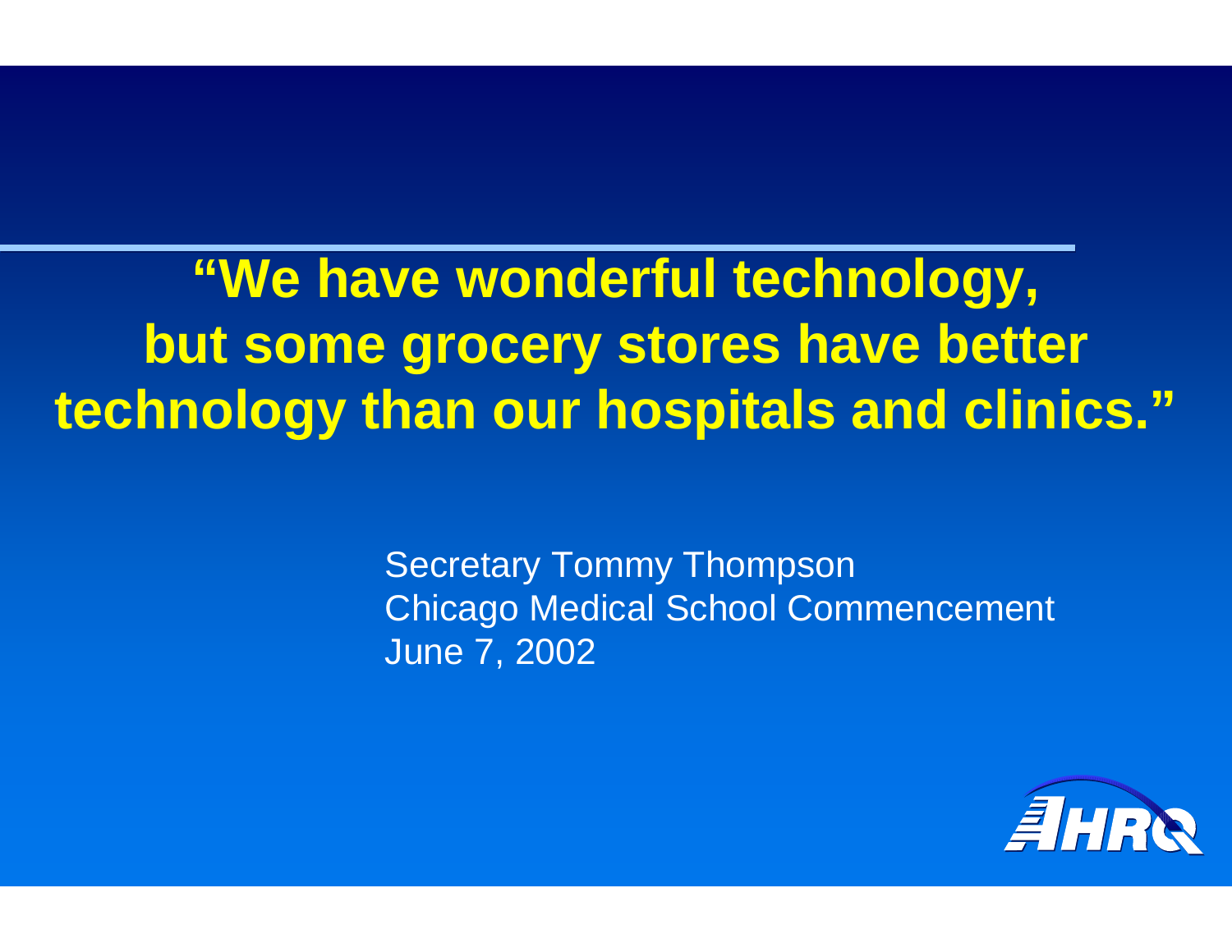**"We have wonderful technology, but some grocery stores have better technology than our hospitals and clinics."**

Secretary Tommy Thompson
Chicago Medical School Commencement
June 7, 2002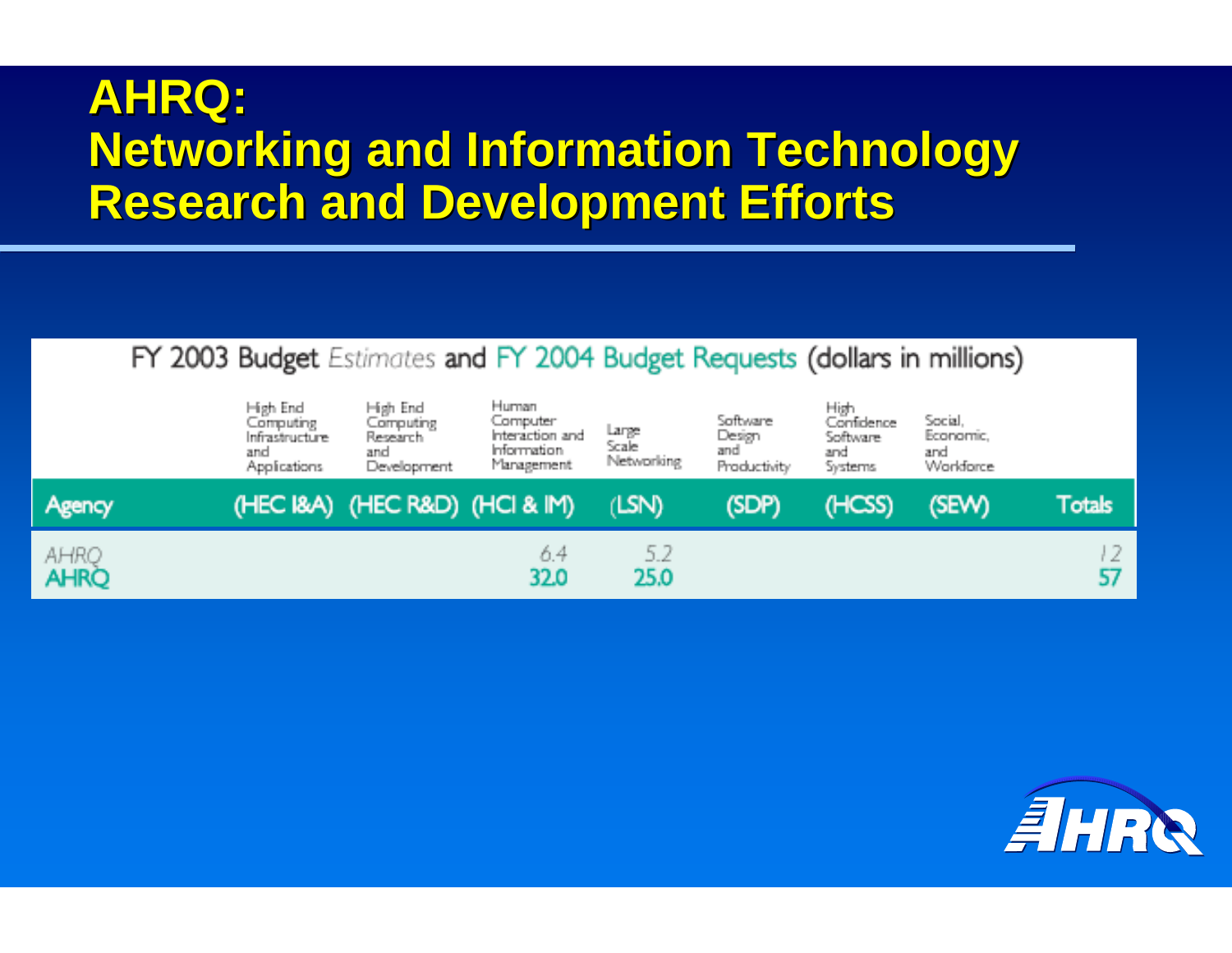# AHRQ: Networking and Information Technology Research and Development Efforts

FY 2003 Budget *Estimates* and FY 2004 Budget Requests (dollars in millions)

| Agency | High End Computing Infrastructure and Applications (HEC I&A) | High End Computing Research and Development (HEC R&D) | Human Computer Interaction and Information Management (HCI & IM) | Large Scale Networking (LSN) | Software Design and Productivity (SDP) | High Confidence Software and Systems (HCSS) | Social, Economic, and Workforce (SEW) | Totals |
|---|---|---|---|---|---|---|---|---|
| *AHRQ* | | | *6.4* | *5.2* | | | | *12* |
| **AHRQ** | | | **32.0** | **25.0** | | | | **57** |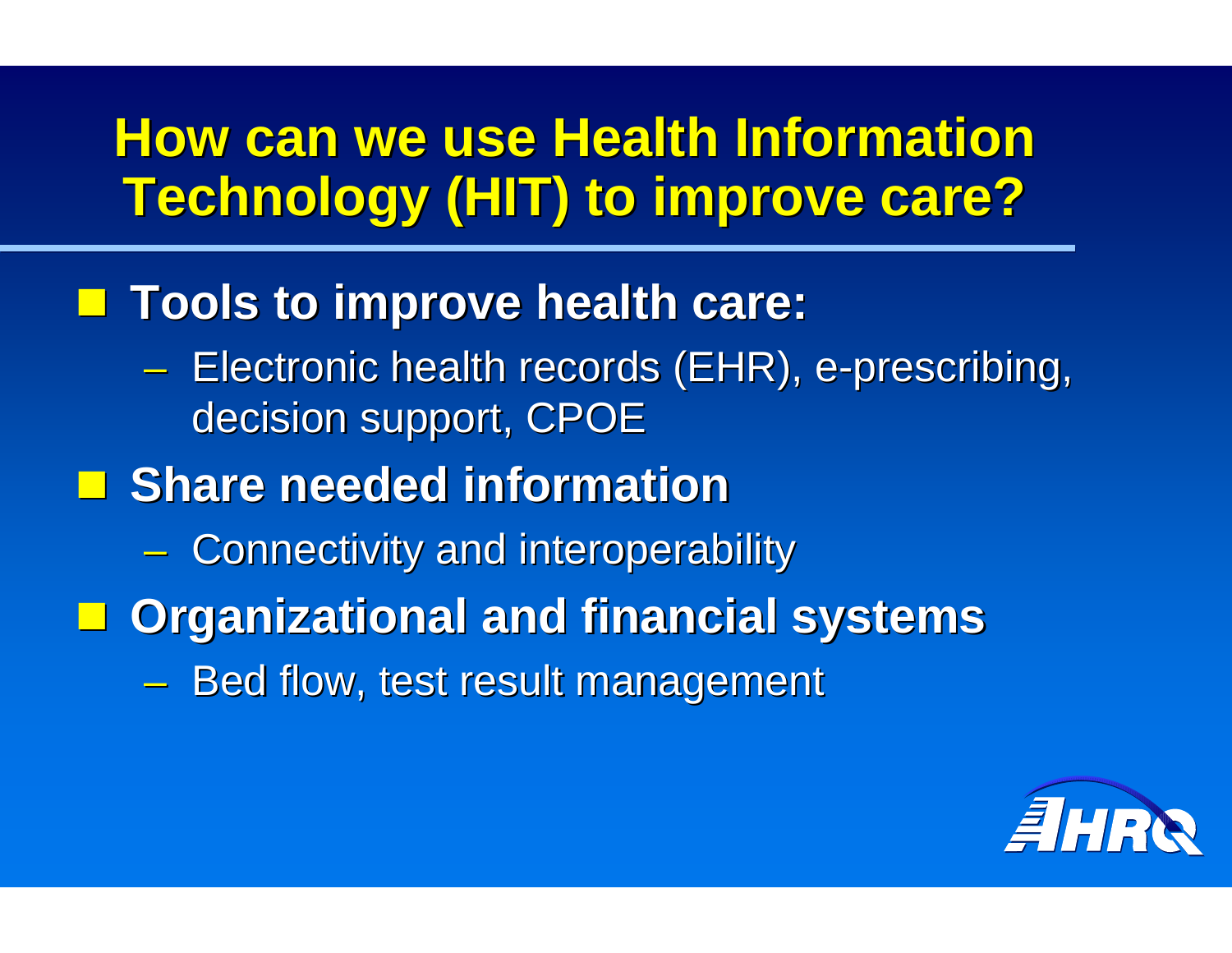# How can we use Health Information Technology (HIT) to improve care?

- **Tools to improve health care:**
  - Electronic health records (EHR), e-prescribing, decision support, CPOE
- **Share needed information**
  - Connectivity and interoperability
- **Organizational and financial systems**
  - Bed flow, test result management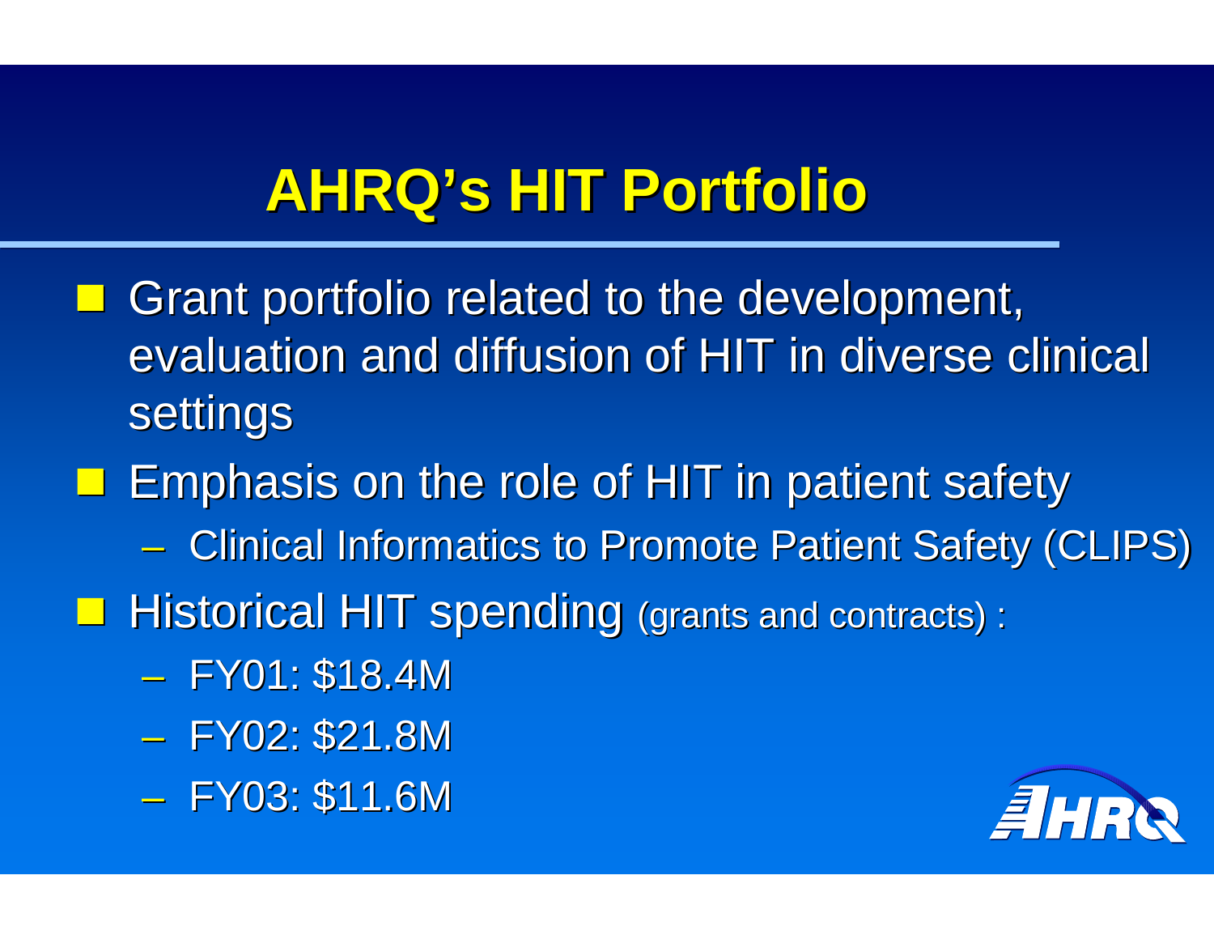# AHRQ's HIT Portfolio

- Grant portfolio related to the development, evaluation and diffusion of HIT in diverse clinical settings
- Emphasis on the role of HIT in patient safety
  - Clinical Informatics to Promote Patient Safety (CLIPS)
- Historical HIT spending (grants and contracts) :
  - FY01: $18.4M
  - FY02: $21.8M
  - FY03: $11.6M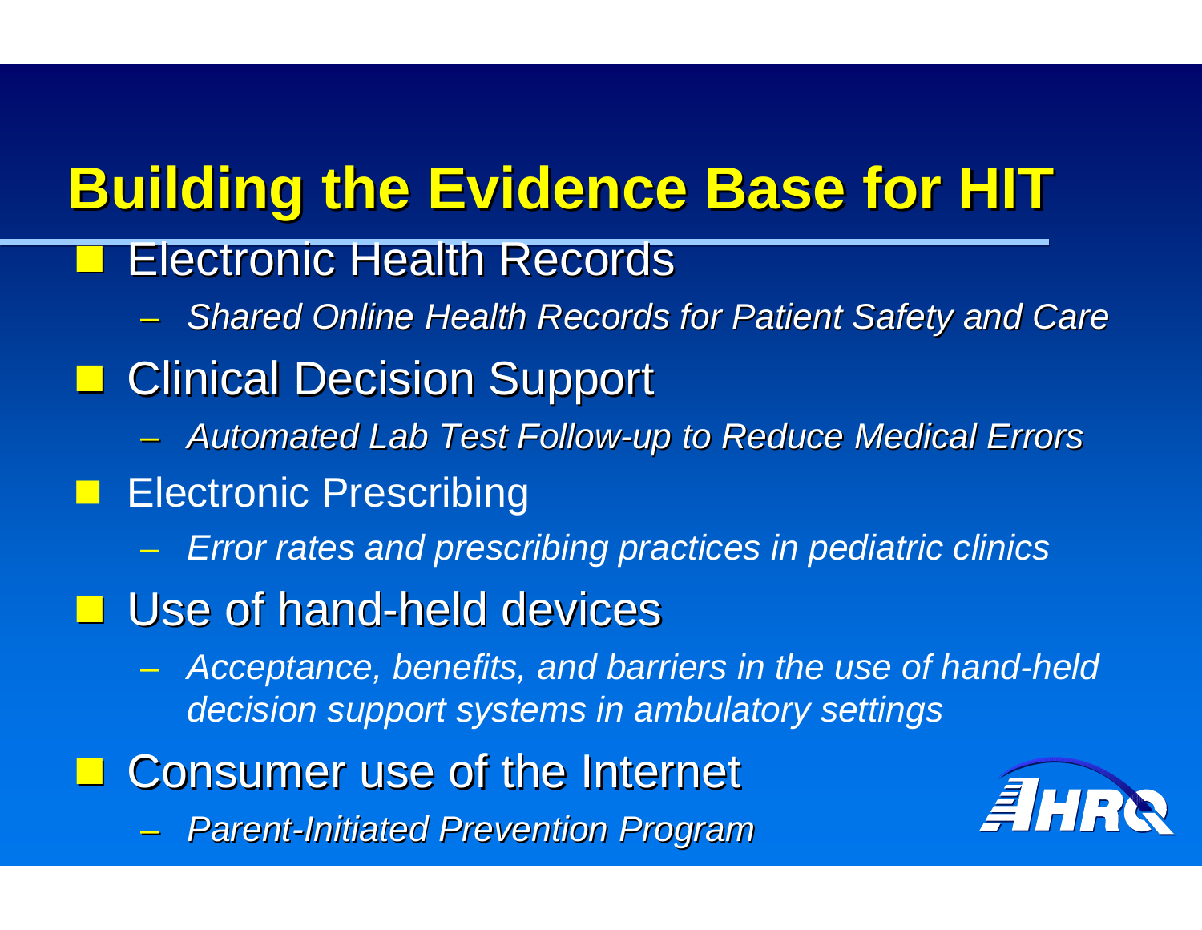# Building the Evidence Base for HIT

- Electronic Health Records
  - *Shared Online Health Records for Patient Safety and Care*
- Clinical Decision Support
  - *Automated Lab Test Follow-up to Reduce Medical Errors*
- Electronic Prescribing
  - *Error rates and prescribing practices in pediatric clinics*
- Use of hand-held devices
  - *Acceptance, benefits, and barriers in the use of hand-held decision support systems in ambulatory settings*
- Consumer use of the Internet
  - *Parent-Initiated Prevention Program*

AHRQ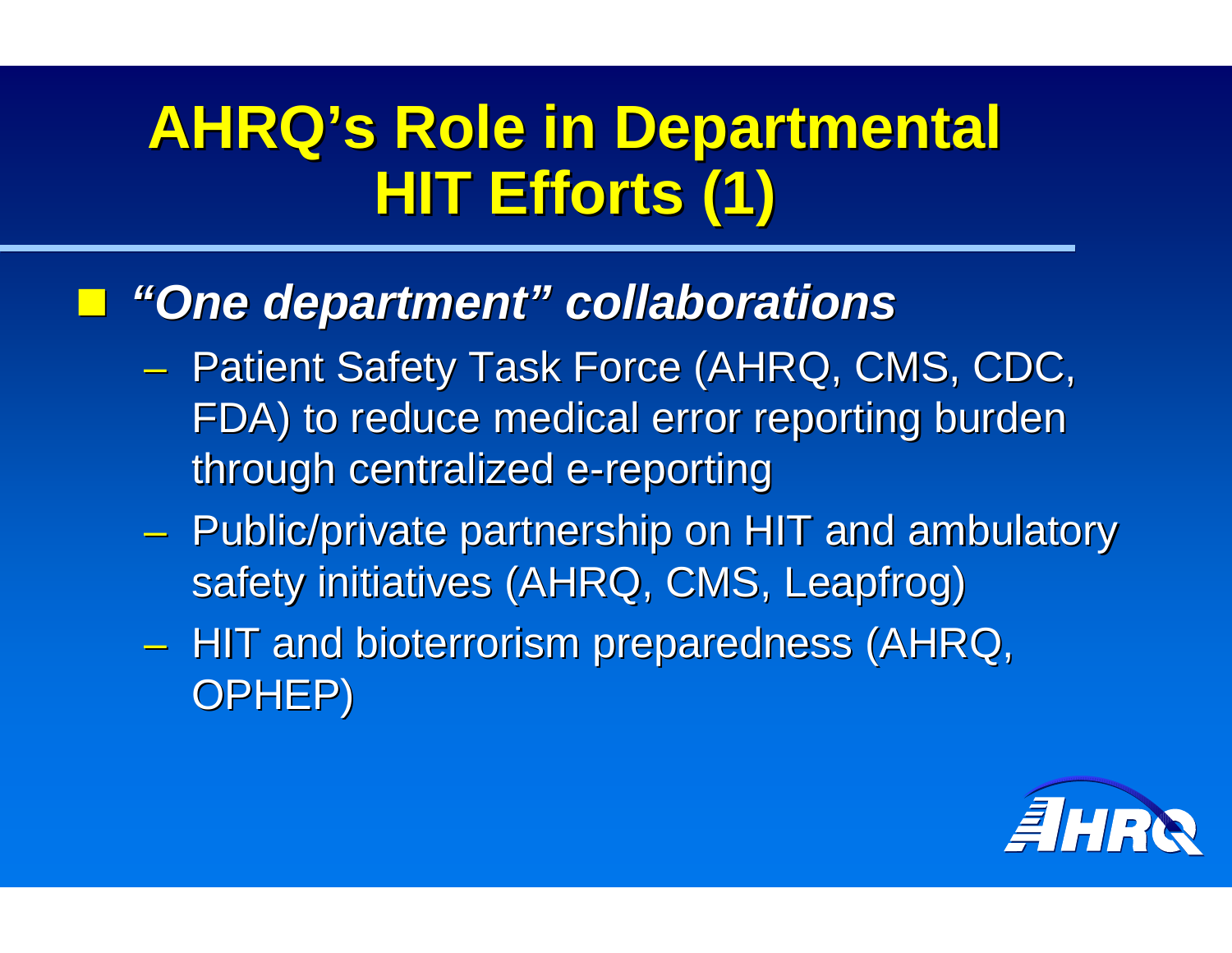# AHRQ's Role in Departmental HIT Efforts (1)

- ***"One department" collaborations***
  - Patient Safety Task Force (AHRQ, CMS, CDC, FDA) to reduce medical error reporting burden through centralized e-reporting
  - Public/private partnership on HIT and ambulatory safety initiatives (AHRQ, CMS, Leapfrog)
  - HIT and bioterrorism preparedness (AHRQ, OPHEP)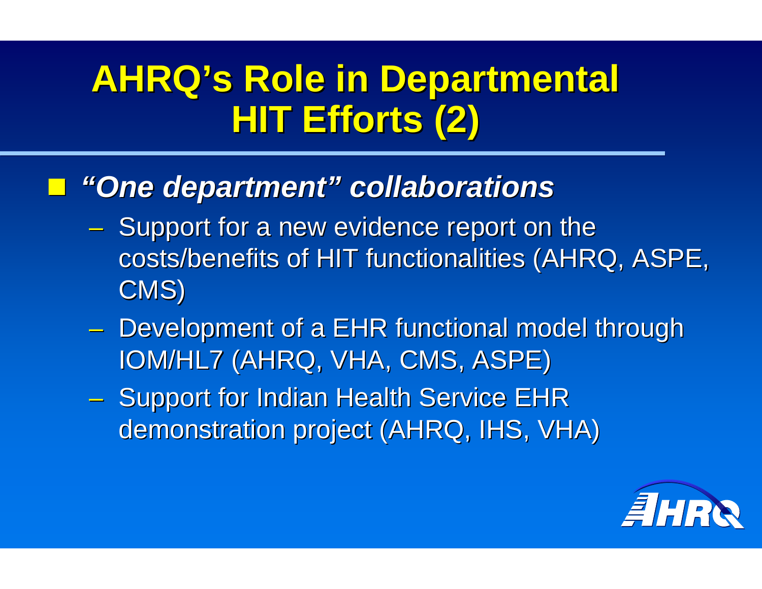# AHRQ's Role in Departmental HIT Efforts (2)

- ***"One department" collaborations***
  - Support for a new evidence report on the costs/benefits of HIT functionalities (AHRQ, ASPE, CMS)
  - Development of a EHR functional model through IOM/HL7 (AHRQ, VHA, CMS, ASPE)
  - Support for Indian Health Service EHR demonstration project (AHRQ, IHS, VHA)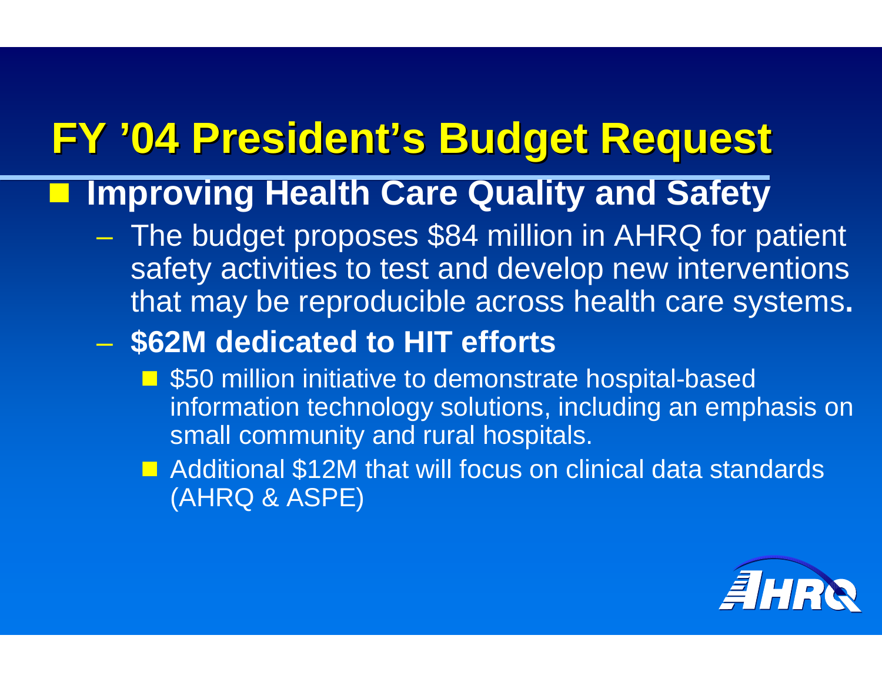# FY '04 President's Budget Request

- **Improving Health Care Quality and Safety**
  - The budget proposes $84 million in AHRQ for patient safety activities to test and develop new interventions that may be reproducible across health care systems**.**
  - **$62M dedicated to HIT efforts**
    - $50 million initiative to demonstrate hospital-based information technology solutions, including an emphasis on small community and rural hospitals.
    - Additional $12M that will focus on clinical data standards (AHRQ & ASPE)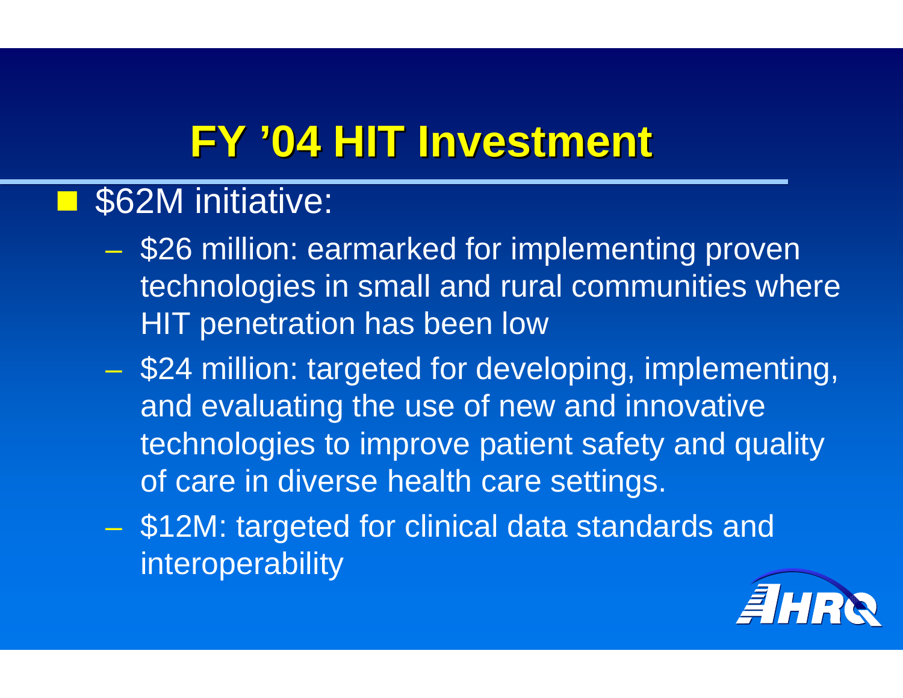# FY ’04 HIT Investment

- $62M initiative:
  - $26 million: earmarked for implementing proven technologies in small and rural communities where HIT penetration has been low
  - $24 million: targeted for developing, implementing, and evaluating the use of new and innovative technologies to improve patient safety and quality of care in diverse health care settings.
  - $12M: targeted for clinical data standards and interoperability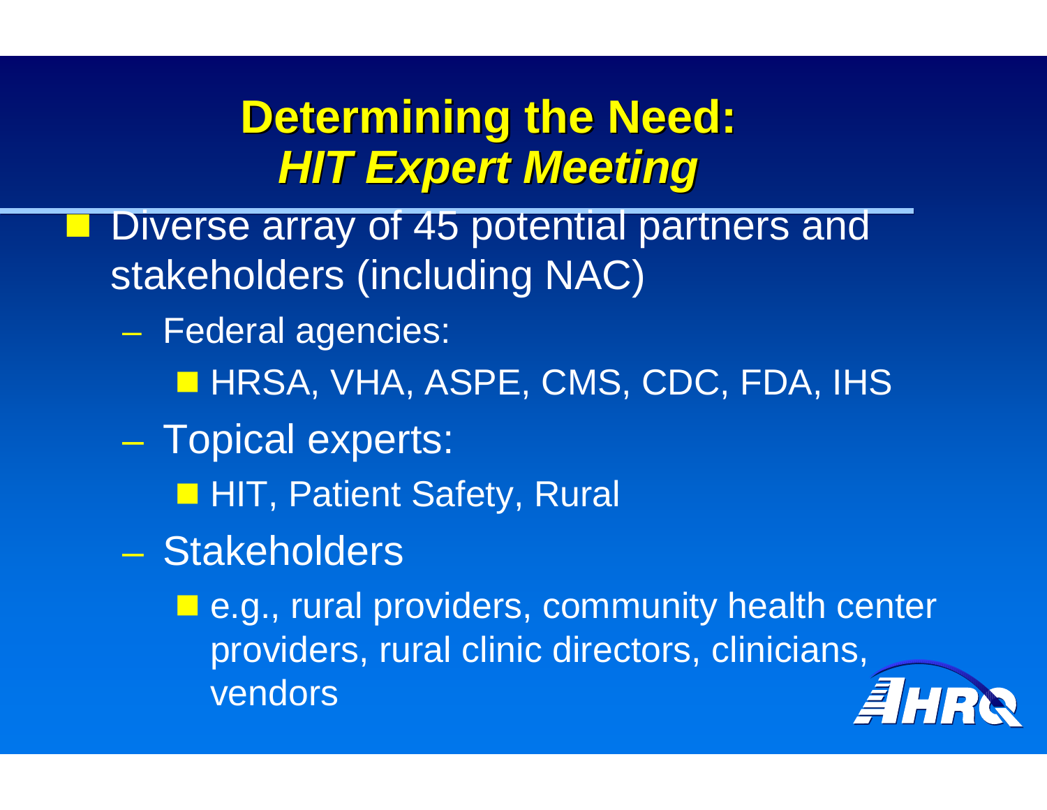# Determining the Need: *HIT Expert Meeting*

- Diverse array of 45 potential partners and stakeholders (including NAC)
  - Federal agencies:
    - HRSA, VHA, ASPE, CMS, CDC, FDA, IHS
  - Topical experts:
    - HIT, Patient Safety, Rural
  - Stakeholders
    - e.g., rural providers, community health center providers, rural clinic directors, clinicians, vendors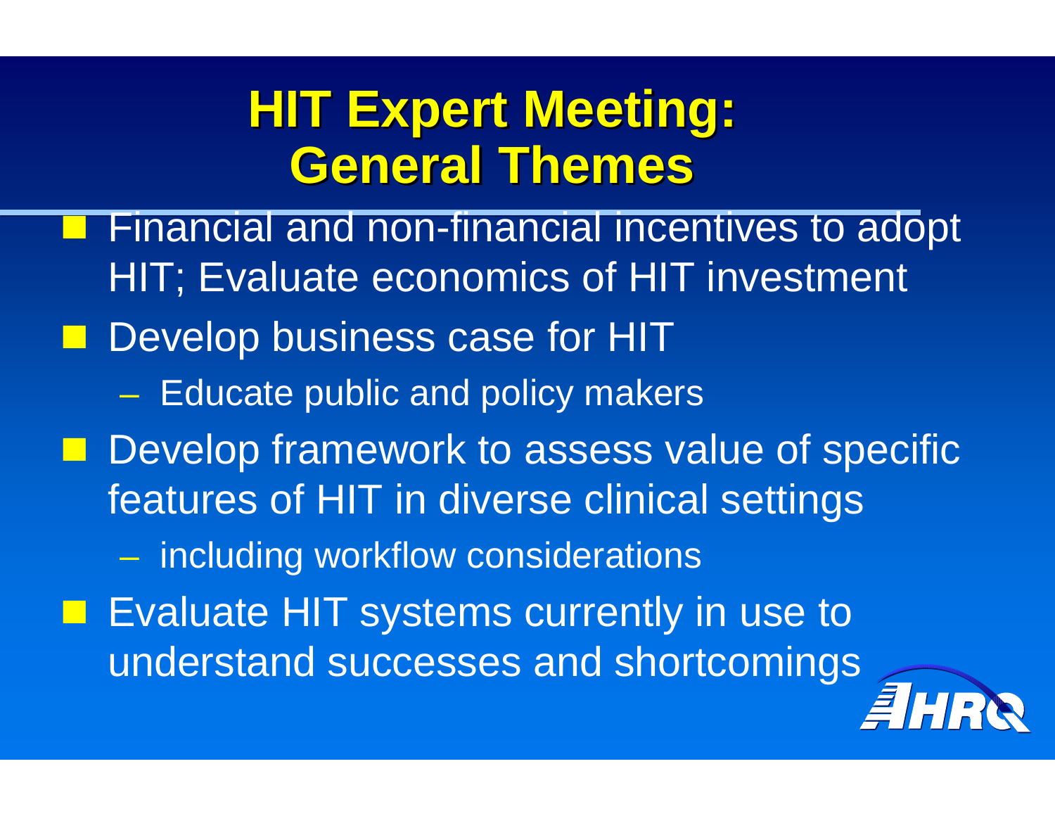# HIT Expert Meeting: General Themes

- Financial and non-financial incentives to adopt HIT; Evaluate economics of HIT investment
- Develop business case for HIT
  - Educate public and policy makers
- Develop framework to assess value of specific features of HIT in diverse clinical settings
  - including workflow considerations
- Evaluate HIT systems currently in use to understand successes and shortcomings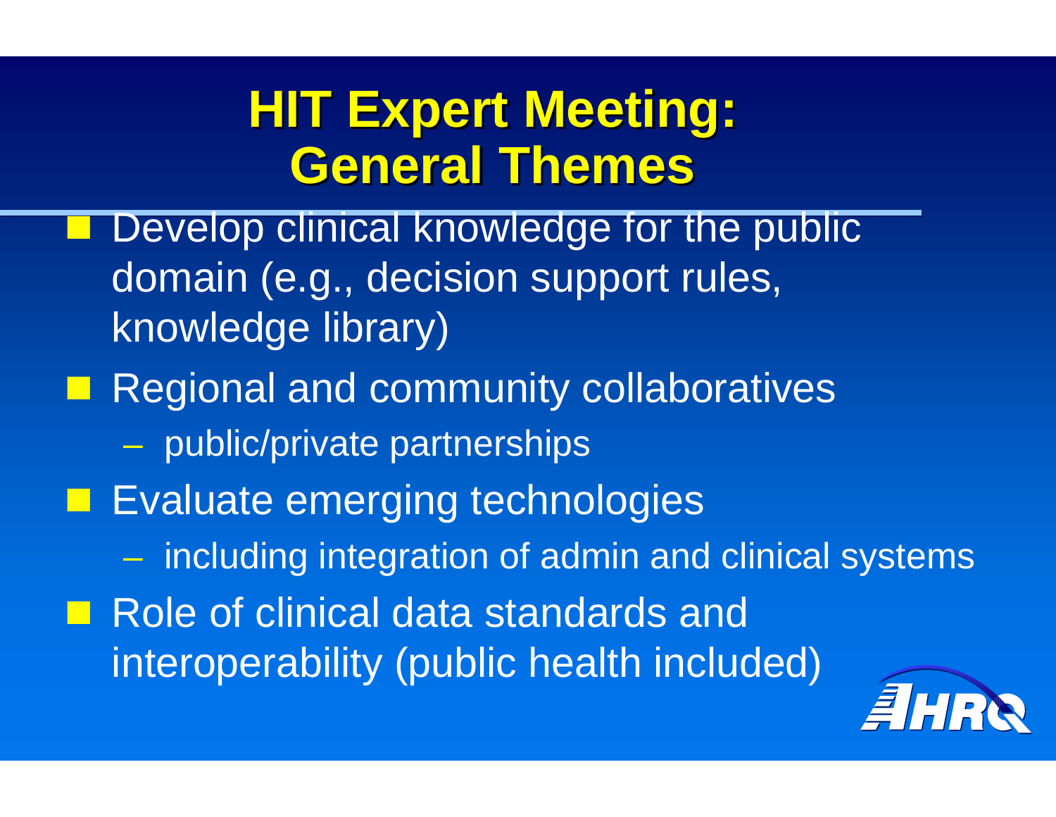# HIT Expert Meeting: General Themes

- Develop clinical knowledge for the public domain (e.g., decision support rules, knowledge library)
- Regional and community collaboratives
  - public/private partnerships
- Evaluate emerging technologies
  - including integration of admin and clinical systems
- Role of clinical data standards and interoperability (public health included)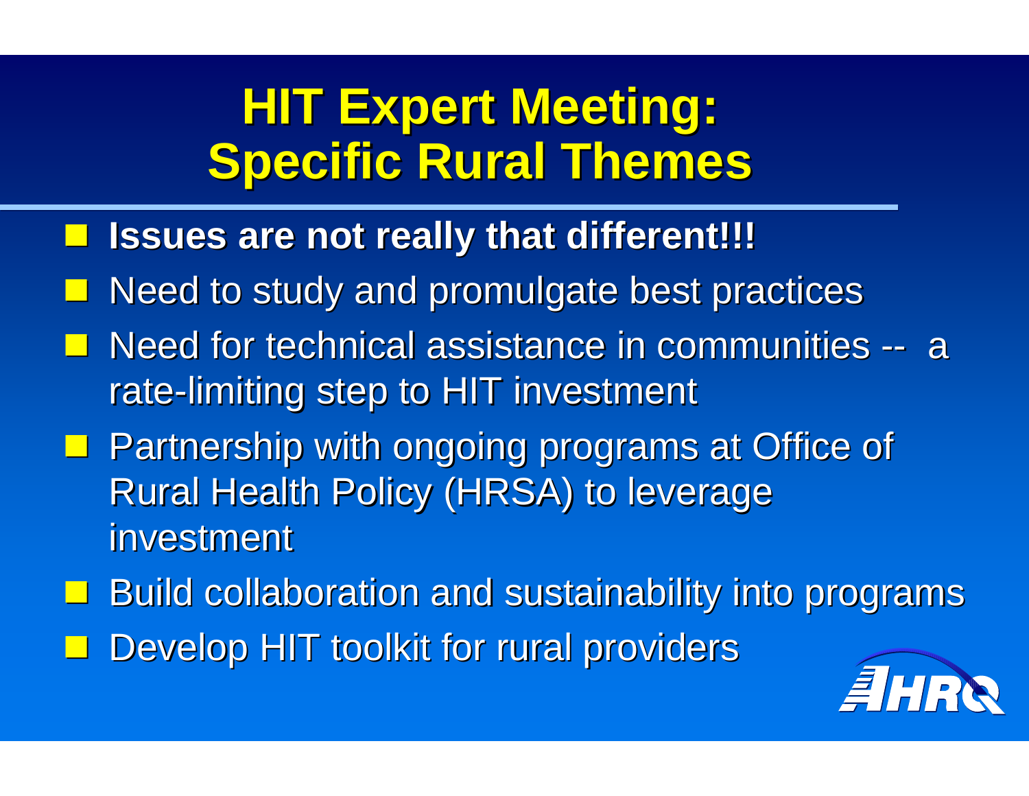# HIT Expert Meeting: Specific Rural Themes

- **Issues are not really that different!!!**
- Need to study and promulgate best practices
- Need for technical assistance in communities -- a rate-limiting step to HIT investment
- Partnership with ongoing programs at Office of Rural Health Policy (HRSA) to leverage investment
- Build collaboration and sustainability into programs
- Develop HIT toolkit for rural providers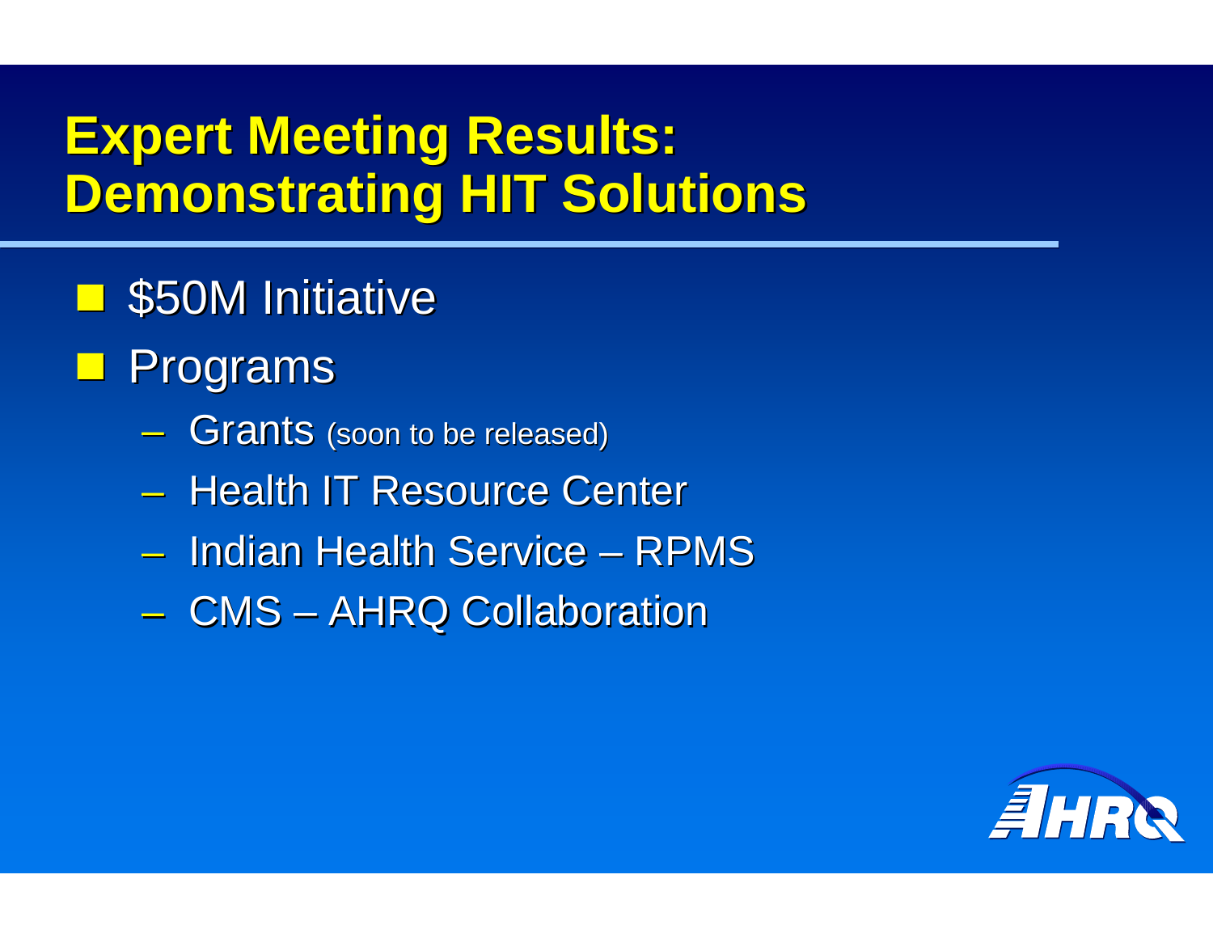# Expert Meeting Results: Demonstrating HIT Solutions

- $50M Initiative
- Programs
  - Grants (soon to be released)
  - Health IT Resource Center
  - Indian Health Service – RPMS
  - CMS – AHRQ Collaboration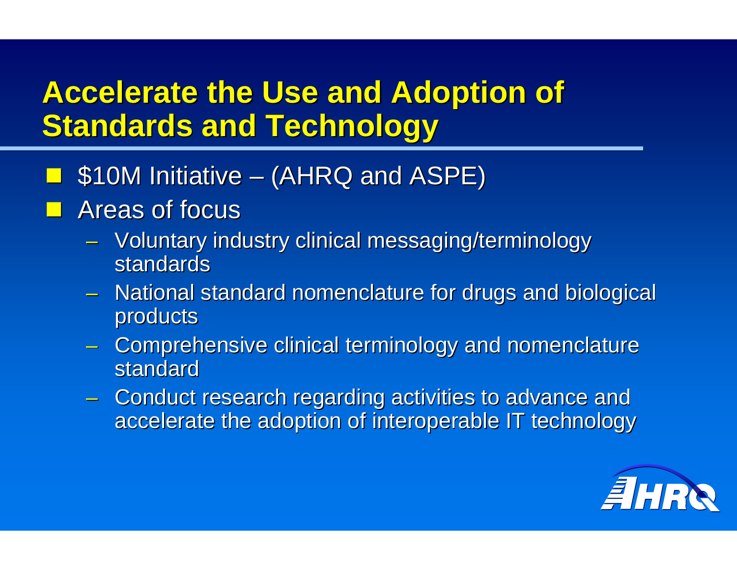# Accelerate the Use and Adoption of Standards and Technology

- $10M Initiative – (AHRQ and ASPE)
- Areas of focus
  - Voluntary industry clinical messaging/terminology standards
  - National standard nomenclature for drugs and biological products
  - Comprehensive clinical terminology and nomenclature standard
  - Conduct research regarding activities to advance and accelerate the adoption of interoperable IT technology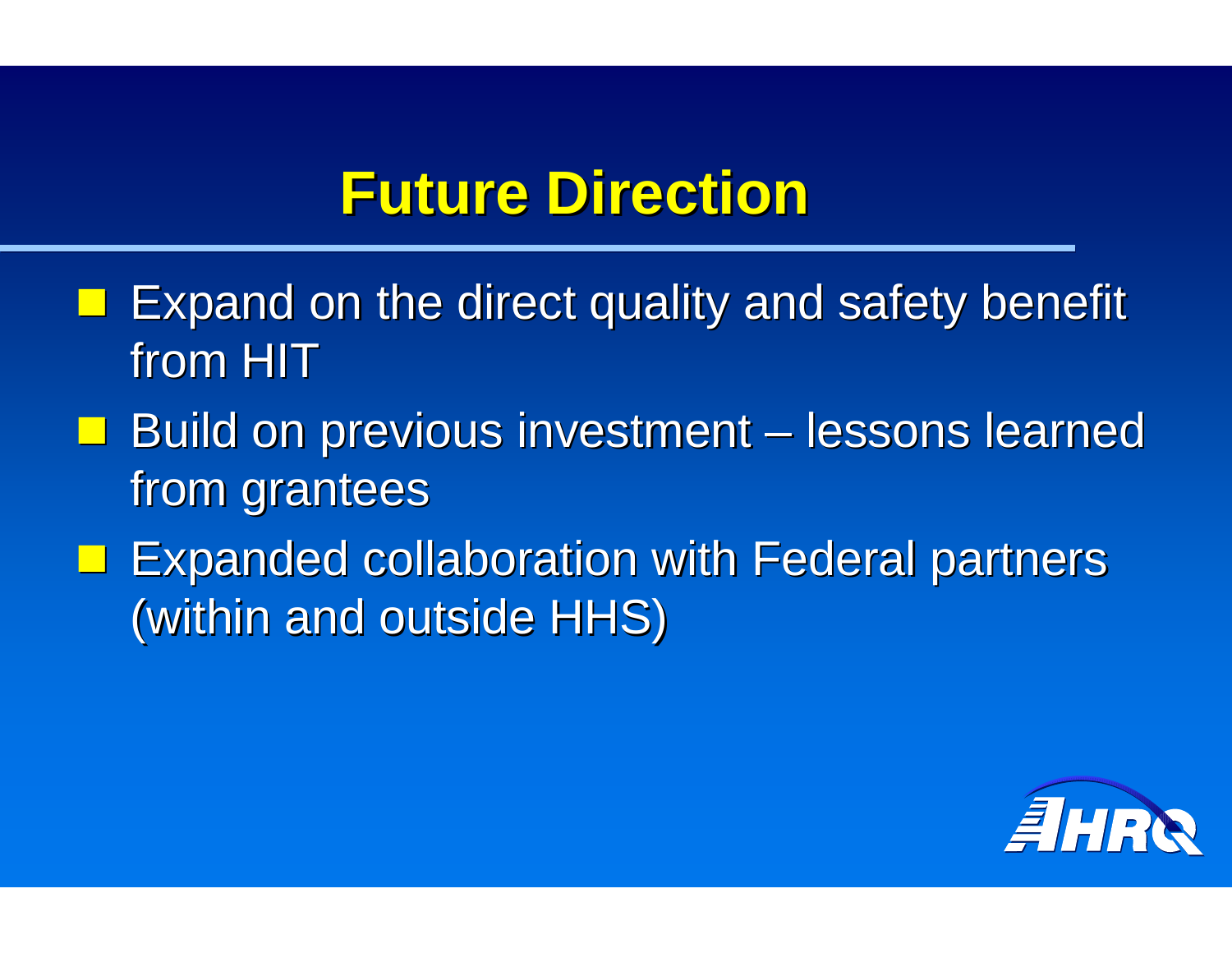# Future Direction

- Expand on the direct quality and safety benefit from HIT
- Build on previous investment – lessons learned from grantees
- Expanded collaboration with Federal partners (within and outside HHS)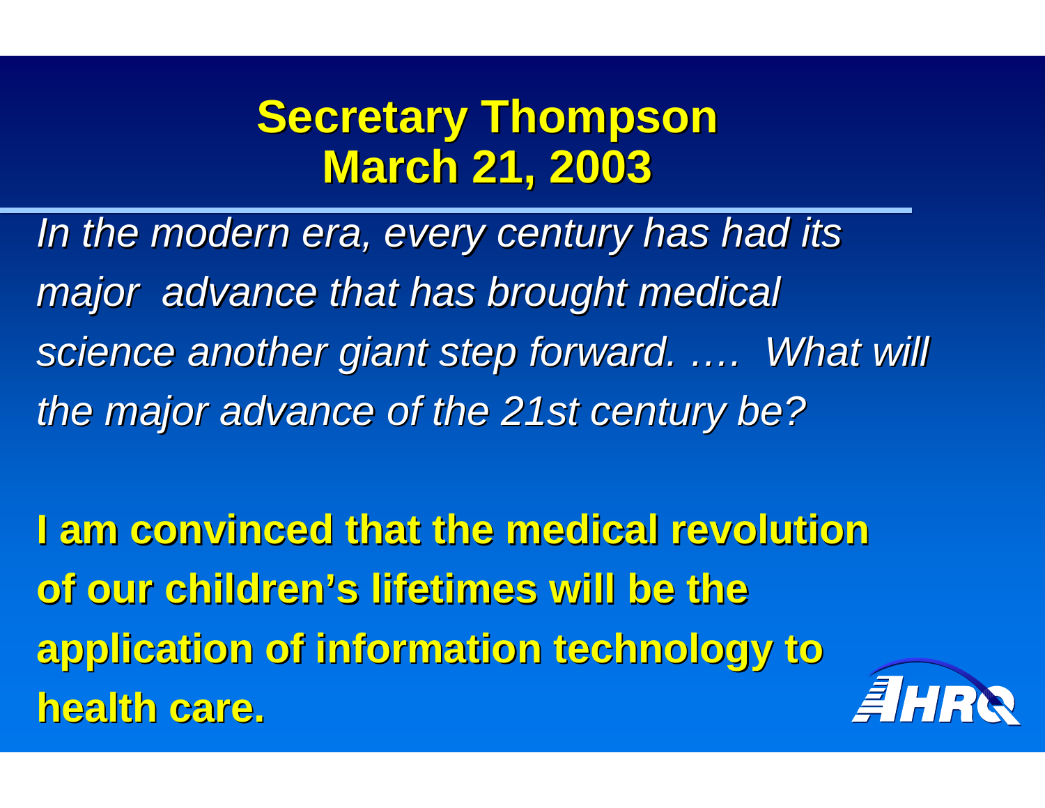# Secretary Thompson
# March 21, 2003

*In the modern era, every century has had its major advance that has brought medical science another giant step forward. …. What will the major advance of the 21st century be?*

**I am convinced that the medical revolution of our children's lifetimes will be the application of information technology to health care.**

AHRQ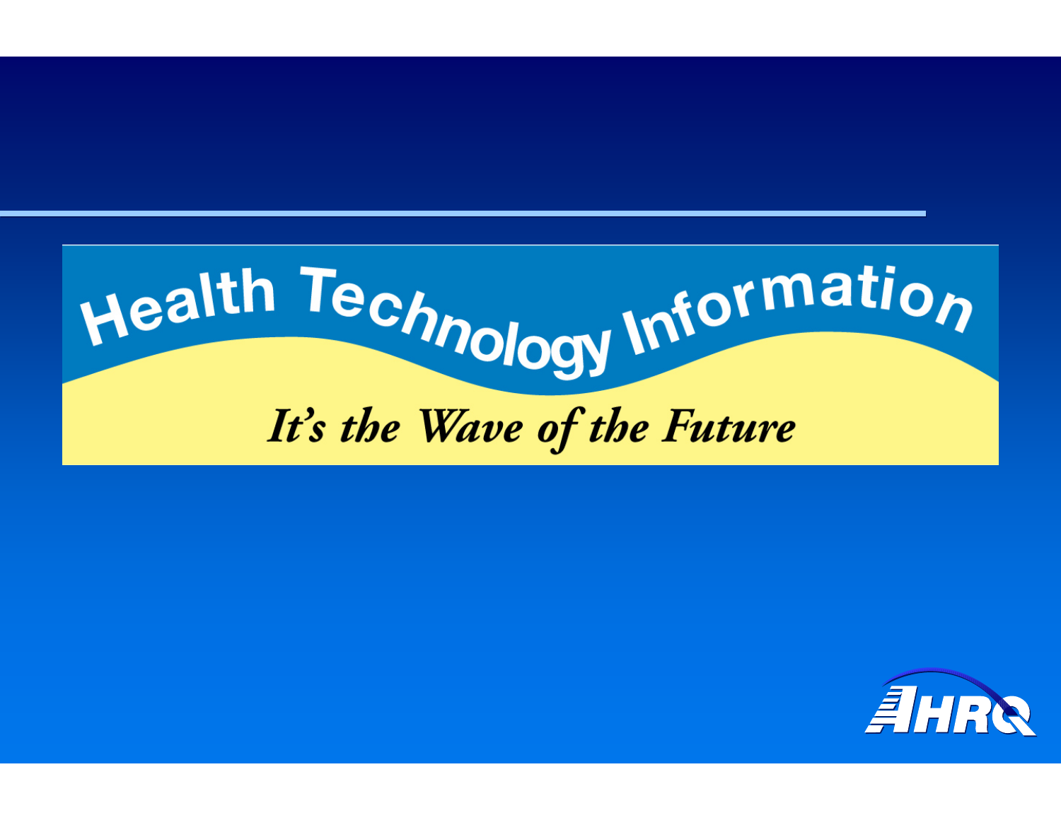Health Technology Information

*It's the Wave of the Future*

AHRQ